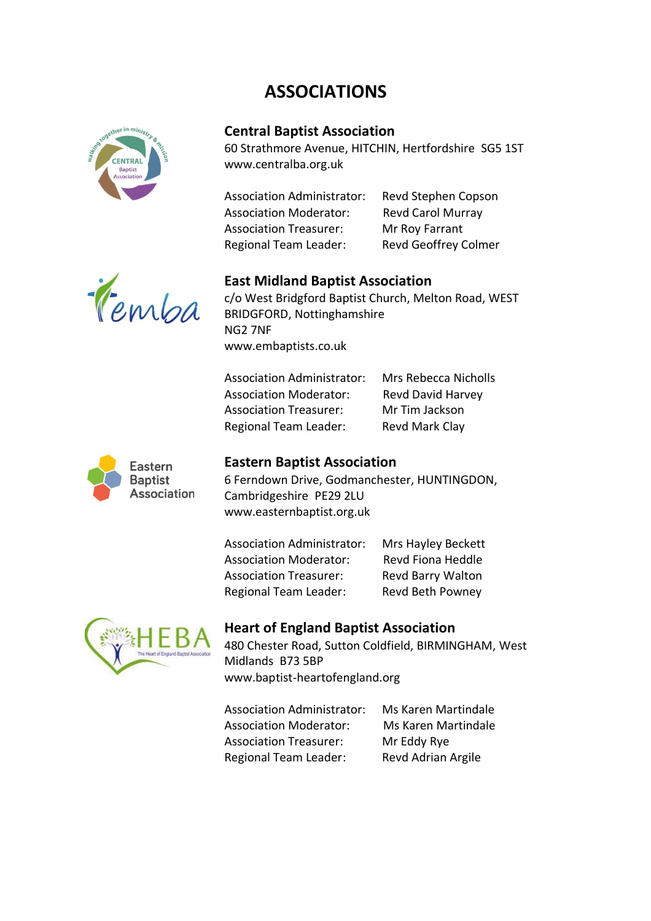# ASSOCIATIONS

## Central Baptist Association

60 Strathmore Avenue, HITCHIN, Hertfordshire SG5 1ST
www.centralba.org.uk

| | |
|---|---|
| Association Administrator: | Revd Stephen Copson |
| Association Moderator: | Revd Carol Murray |
| Association Treasurer: | Mr Roy Farrant |
| Regional Team Leader: | Revd Geoffrey Colmer |

## East Midland Baptist Association

c/o West Bridgford Baptist Church, Melton Road, WEST BRIDGFORD, Nottinghamshire
NG2 7NF
www.embaptists.co.uk

| | |
|---|---|
| Association Administrator: | Mrs Rebecca Nicholls |
| Association Moderator: | Revd David Harvey |
| Association Treasurer: | Mr Tim Jackson |
| Regional Team Leader: | Revd Mark Clay |

## Eastern Baptist Association

6 Ferndown Drive, Godmanchester, HUNTINGDON, Cambridgeshire PE29 2LU
www.easternbaptist.org.uk

| | |
|---|---|
| Association Administrator: | Mrs Hayley Beckett |
| Association Moderator: | Revd Fiona Heddle |
| Association Treasurer: | Revd Barry Walton |
| Regional Team Leader: | Revd Beth Powney |

## Heart of England Baptist Association

480 Chester Road, Sutton Coldfield, BIRMINGHAM, West Midlands B73 5BP
www.baptist-heartofengland.org

| | |
|---|---|
| Association Administrator: | Ms Karen Martindale |
| Association Moderator: | Ms Karen Martindale |
| Association Treasurer: | Mr Eddy Rye |
| Regional Team Leader: | Revd Adrian Argile |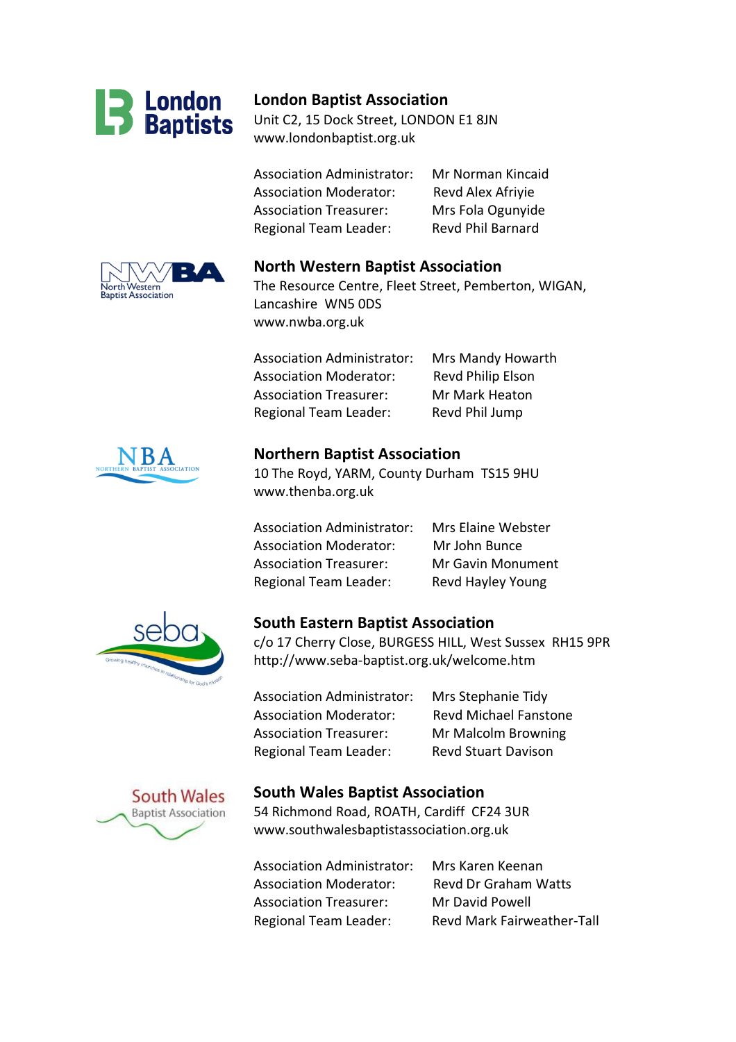## London Baptist Association

Unit C2, 15 Dock Street, LONDON E1 8JN
www.londonbaptist.org.uk

| | |
|---|---|
| Association Administrator: | Mr Norman Kincaid |
| Association Moderator: | Revd Alex Afriyie |
| Association Treasurer: | Mrs Fola Ogunyide |
| Regional Team Leader: | Revd Phil Barnard |

## North Western Baptist Association

The Resource Centre, Fleet Street, Pemberton, WIGAN, Lancashire WN5 0DS
www.nwba.org.uk

| | |
|---|---|
| Association Administrator: | Mrs Mandy Howarth |
| Association Moderator: | Revd Philip Elson |
| Association Treasurer: | Mr Mark Heaton |
| Regional Team Leader: | Revd Phil Jump |

## Northern Baptist Association

10 The Royd, YARM, County Durham TS15 9HU
www.thenba.org.uk

| | |
|---|---|
| Association Administrator: | Mrs Elaine Webster |
| Association Moderator: | Mr John Bunce |
| Association Treasurer: | Mr Gavin Monument |
| Regional Team Leader: | Revd Hayley Young |

## South Eastern Baptist Association

c/o 17 Cherry Close, BURGESS HILL, West Sussex RH15 9PR
http://www.seba-baptist.org.uk/welcome.htm

| | |
|---|---|
| Association Administrator: | Mrs Stephanie Tidy |
| Association Moderator: | Revd Michael Fanstone |
| Association Treasurer: | Mr Malcolm Browning |
| Regional Team Leader: | Revd Stuart Davison |

## South Wales Baptist Association

54 Richmond Road, ROATH, Cardiff CF24 3UR
www.southwalesbaptistassociation.org.uk

| | |
|---|---|
| Association Administrator: | Mrs Karen Keenan |
| Association Moderator: | Revd Dr Graham Watts |
| Association Treasurer: | Mr David Powell |
| Regional Team Leader: | Revd Mark Fairweather-Tall |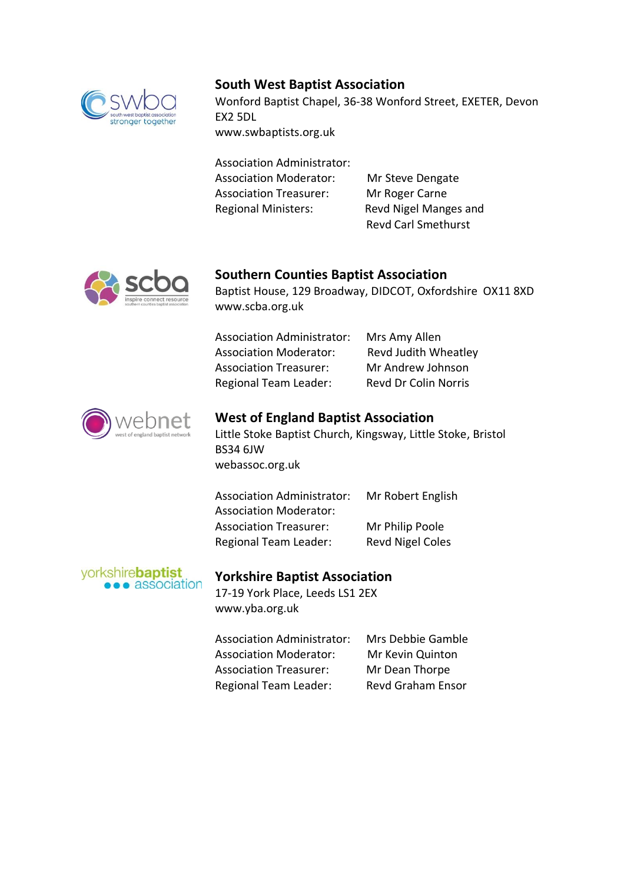## South West Baptist Association

Wonford Baptist Chapel, 36-38 Wonford Street, EXETER, Devon EX2 5DL
www.swbaptists.org.uk

| | |
|---|---|
| Association Administrator: | |
| Association Moderator: | Mr Steve Dengate |
| Association Treasurer: | Mr Roger Carne |
| Regional Ministers: | Revd Nigel Manges and Revd Carl Smethurst |

## Southern Counties Baptist Association

Baptist House, 129 Broadway, DIDCOT, Oxfordshire OX11 8XD
www.scba.org.uk

| | |
|---|---|
| Association Administrator: | Mrs Amy Allen |
| Association Moderator: | Revd Judith Wheatley |
| Association Treasurer: | Mr Andrew Johnson |
| Regional Team Leader: | Revd Dr Colin Norris |

## West of England Baptist Association

Little Stoke Baptist Church, Kingsway, Little Stoke, Bristol BS34 6JW
webassoc.org.uk

| | |
|---|---|
| Association Administrator: | Mr Robert English |
| Association Moderator: | |
| Association Treasurer: | Mr Philip Poole |
| Regional Team Leader: | Revd Nigel Coles |

## Yorkshire Baptist Association

17-19 York Place, Leeds LS1 2EX
www.yba.org.uk

| | |
|---|---|
| Association Administrator: | Mrs Debbie Gamble |
| Association Moderator: | Mr Kevin Quinton |
| Association Treasurer: | Mr Dean Thorpe |
| Regional Team Leader: | Revd Graham Ensor |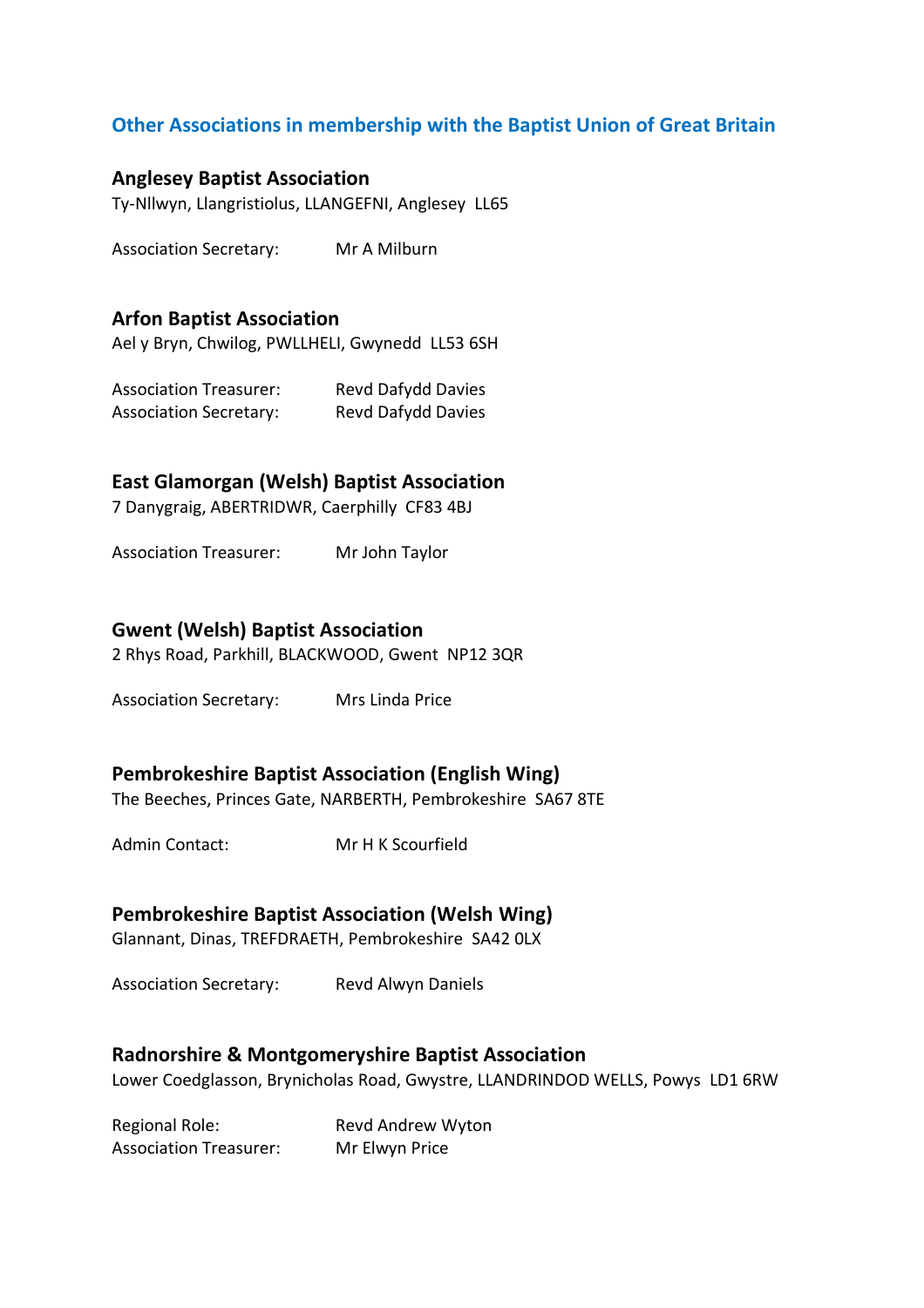## Other Associations in membership with the Baptist Union of Great Britain

### Anglesey Baptist Association

Ty-Nllwyn, Llangristiolus, LLANGEFNI, Anglesey  LL65

Association Secretary: Mr A Milburn

### Arfon Baptist Association

Ael y Bryn, Chwilog, PWLLHELI, Gwynedd  LL53 6SH

Association Treasurer: Revd Dafydd Davies
Association Secretary: Revd Dafydd Davies

### East Glamorgan (Welsh) Baptist Association

7 Danygraig, ABERTRIDWR, Caerphilly  CF83 4BJ

Association Treasurer: Mr John Taylor

### Gwent (Welsh) Baptist Association

2 Rhys Road, Parkhill, BLACKWOOD, Gwent  NP12 3QR

Association Secretary: Mrs Linda Price

### Pembrokeshire Baptist Association (English Wing)

The Beeches, Princes Gate, NARBERTH, Pembrokeshire  SA67 8TE

Admin Contact: Mr H K Scourfield

### Pembrokeshire Baptist Association (Welsh Wing)

Glannant, Dinas, TREFDRAETH, Pembrokeshire  SA42 0LX

Association Secretary: Revd Alwyn Daniels

### Radnorshire & Montgomeryshire Baptist Association

Lower Coedglasson, Brynicholas Road, Gwystre, LLANDRINDOD WELLS, Powys  LD1 6RW

Regional Role: Revd Andrew Wyton
Association Treasurer: Mr Elwyn Price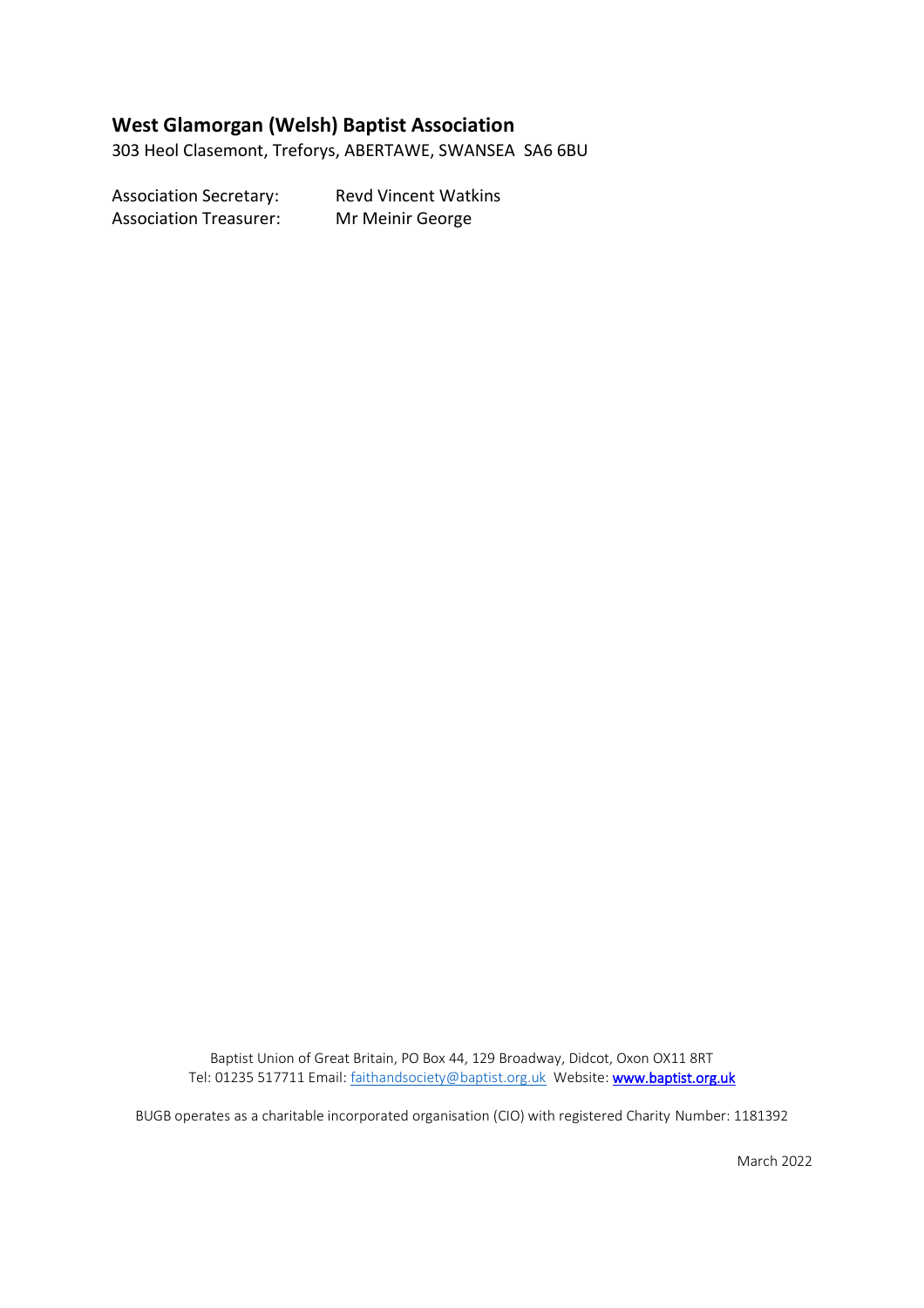## West Glamorgan (Welsh) Baptist Association

303 Heol Clasemont, Treforys, ABERTAWE, SWANSEA SA6 6BU

| | |
|---|---|
| Association Secretary: | Revd Vincent Watkins |
| Association Treasurer: | Mr Meinir George |

Baptist Union of Great Britain, PO Box 44, 129 Broadway, Didcot, Oxon OX11 8RT
Tel: 01235 517711 Email: faithandsociety@baptist.org.uk Website: www.baptist.org.uk

BUGB operates as a charitable incorporated organisation (CIO) with registered Charity Number: 1181392

March 2022